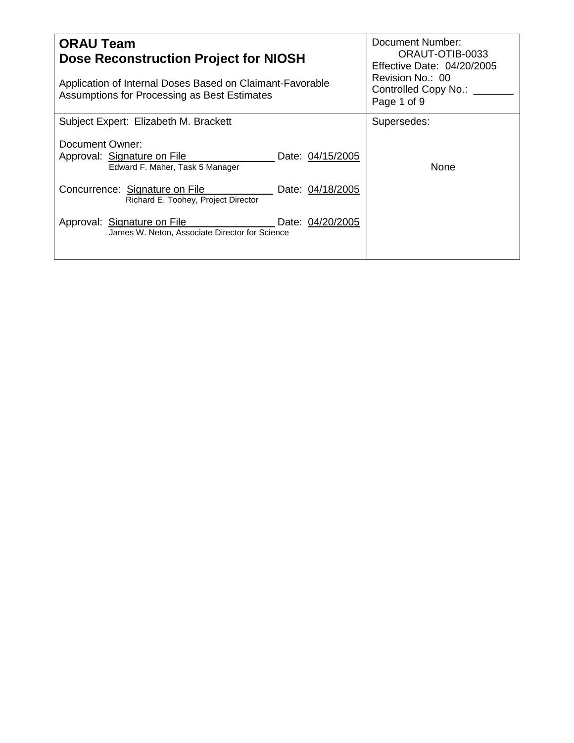| **ORAU Team**<br>**Dose Reconstruction Project for NIOSH**<br><br>Application of Internal Doses Based on Claimant-Favorable Assumptions for Processing as Best Estimates | Document Number: ORAUT-OTIB-0033<br>Effective Date: 04/20/2005<br>Revision No.: 00<br>Controlled Copy No.: _______ |
| --- | --- |
| Subject Expert: Elizabeth M. Brackett<br><br>Document Owner:<br>Approval: Signature on File Date: 04/15/2005<br>Edward F. Maher, Task 5 Manager<br><br>Concurrence: Signature on File Date: 04/18/2005<br>Richard E. Toohey, Project Director<br><br>Approval: Signature on File Date: 04/20/2005<br>James W. Neton, Associate Director for Science | Supersedes:<br><br>None |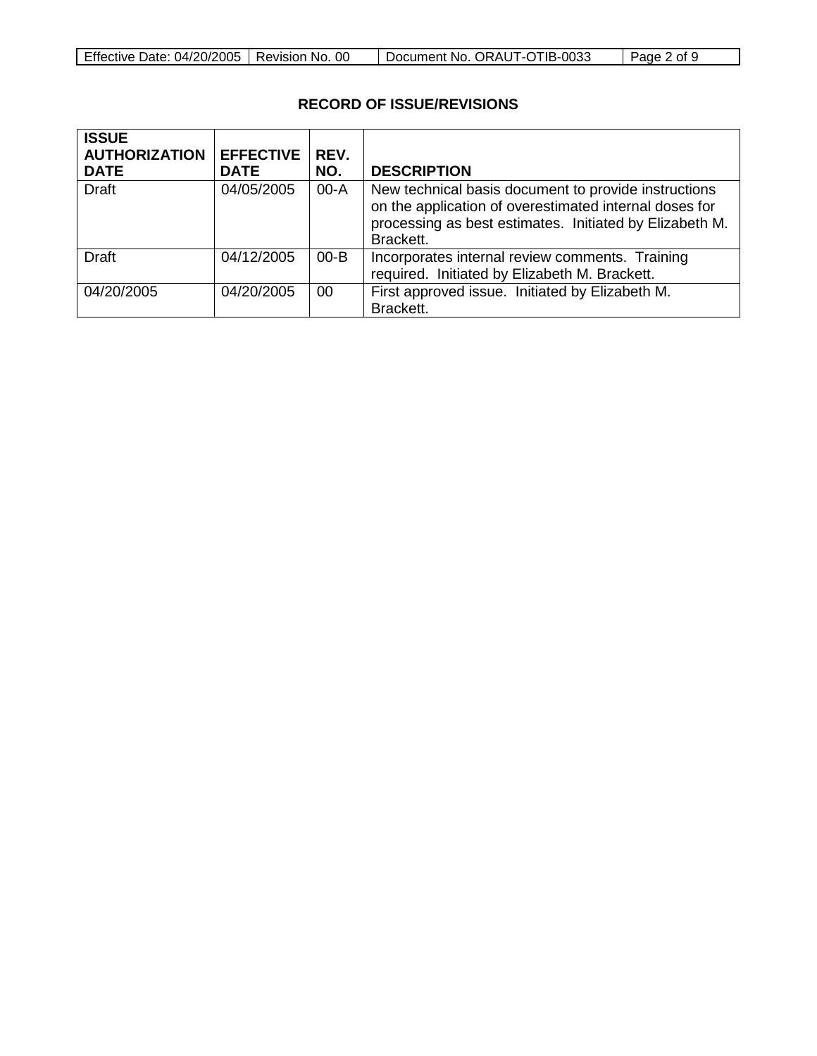## RECORD OF ISSUE/REVISIONS

| ISSUE AUTHORIZATION DATE | EFFECTIVE DATE | REV. NO. | DESCRIPTION |
|---|---|---|---|
| Draft | 04/05/2005 | 00-A | New technical basis document to provide instructions on the application of overestimated internal doses for processing as best estimates. Initiated by Elizabeth M. Brackett. |
| Draft | 04/12/2005 | 00-B | Incorporates internal review comments. Training required. Initiated by Elizabeth M. Brackett. |
| 04/20/2005 | 04/20/2005 | 00 | First approved issue. Initiated by Elizabeth M. Brackett. |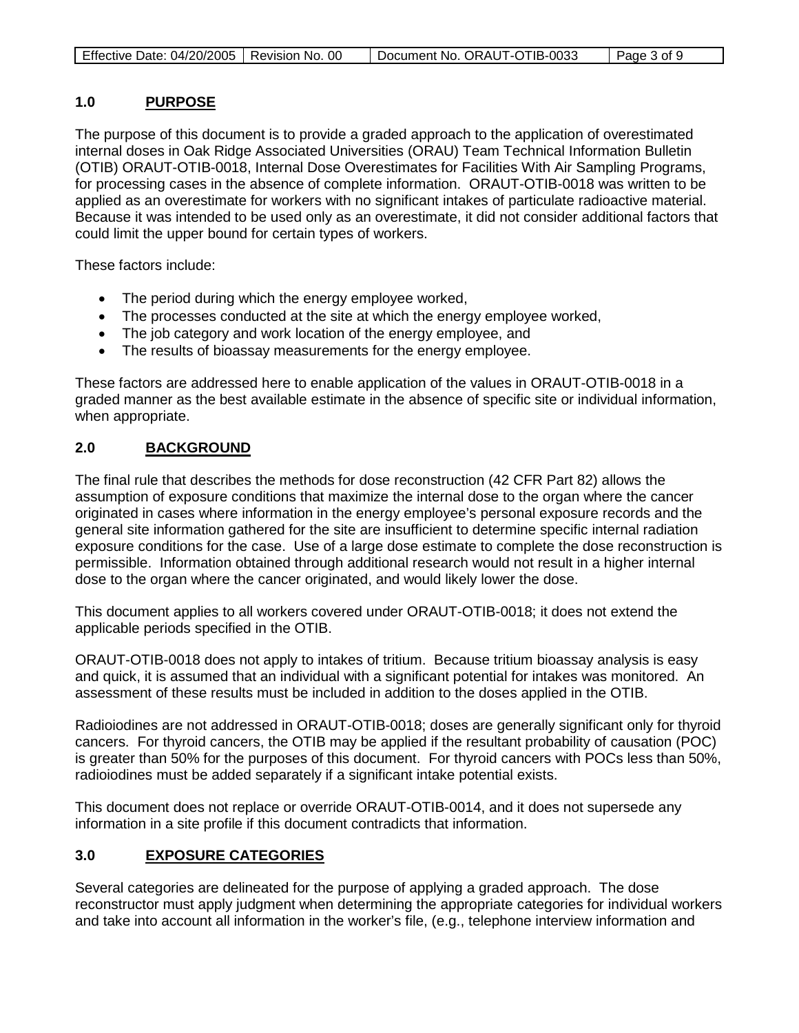## 1.0 PURPOSE

The purpose of this document is to provide a graded approach to the application of overestimated internal doses in Oak Ridge Associated Universities (ORAU) Team Technical Information Bulletin (OTIB) ORAUT-OTIB-0018, Internal Dose Overestimates for Facilities With Air Sampling Programs, for processing cases in the absence of complete information. ORAUT-OTIB-0018 was written to be applied as an overestimate for workers with no significant intakes of particulate radioactive material. Because it was intended to be used only as an overestimate, it did not consider additional factors that could limit the upper bound for certain types of workers.

These factors include:

- The period during which the energy employee worked,
- The processes conducted at the site at which the energy employee worked,
- The job category and work location of the energy employee, and
- The results of bioassay measurements for the energy employee.

These factors are addressed here to enable application of the values in ORAUT-OTIB-0018 in a graded manner as the best available estimate in the absence of specific site or individual information, when appropriate.

## 2.0 BACKGROUND

The final rule that describes the methods for dose reconstruction (42 CFR Part 82) allows the assumption of exposure conditions that maximize the internal dose to the organ where the cancer originated in cases where information in the energy employee's personal exposure records and the general site information gathered for the site are insufficient to determine specific internal radiation exposure conditions for the case. Use of a large dose estimate to complete the dose reconstruction is permissible. Information obtained through additional research would not result in a higher internal dose to the organ where the cancer originated, and would likely lower the dose.

This document applies to all workers covered under ORAUT-OTIB-0018; it does not extend the applicable periods specified in the OTIB.

ORAUT-OTIB-0018 does not apply to intakes of tritium. Because tritium bioassay analysis is easy and quick, it is assumed that an individual with a significant potential for intakes was monitored. An assessment of these results must be included in addition to the doses applied in the OTIB.

Radioiodines are not addressed in ORAUT-OTIB-0018; doses are generally significant only for thyroid cancers. For thyroid cancers, the OTIB may be applied if the resultant probability of causation (POC) is greater than 50% for the purposes of this document. For thyroid cancers with POCs less than 50%, radioiodines must be added separately if a significant intake potential exists.

This document does not replace or override ORAUT-OTIB-0014, and it does not supersede any information in a site profile if this document contradicts that information.

## 3.0 EXPOSURE CATEGORIES

Several categories are delineated for the purpose of applying a graded approach. The dose reconstructor must apply judgment when determining the appropriate categories for individual workers and take into account all information in the worker's file, (e.g., telephone interview information and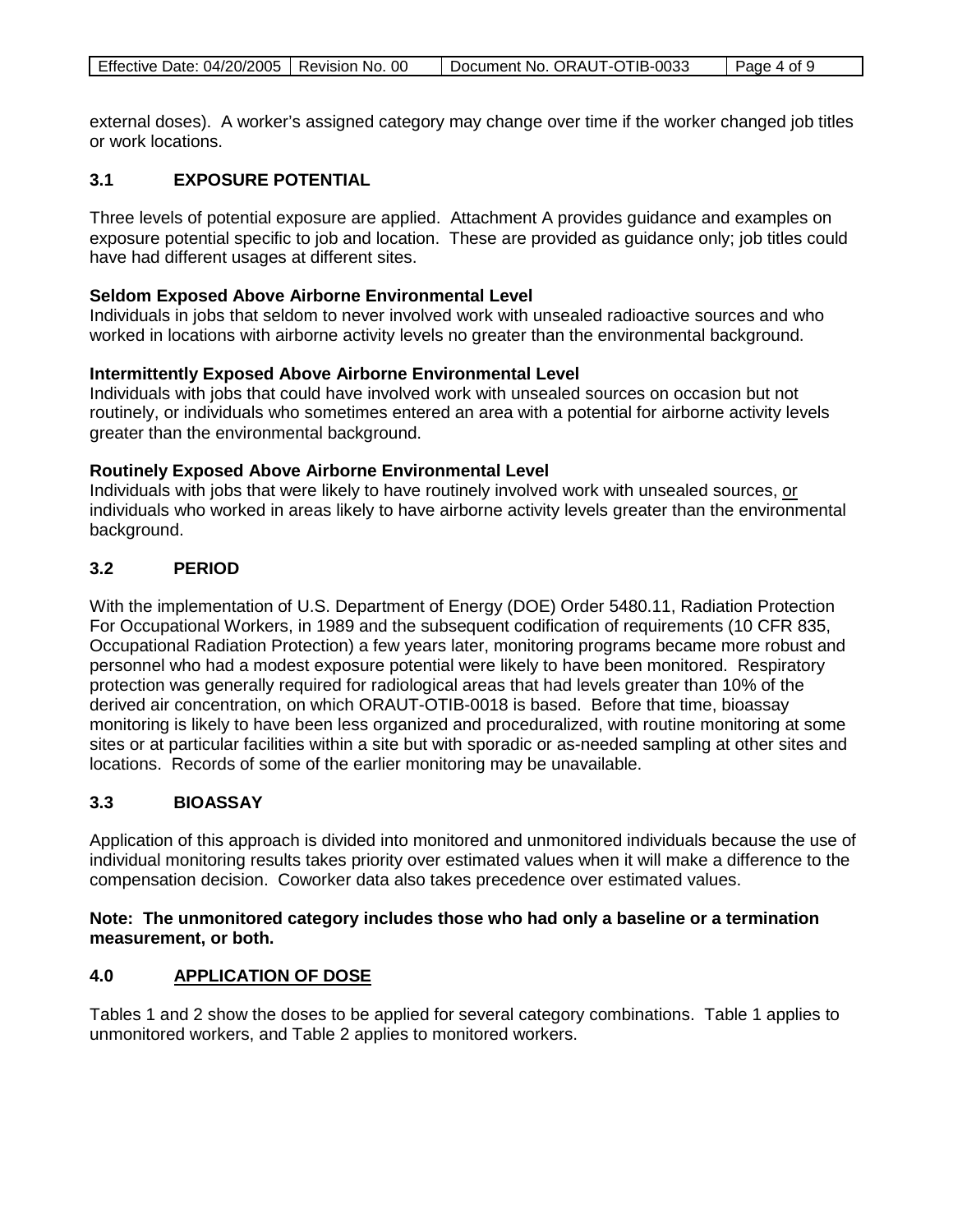external doses). A worker's assigned category may change over time if the worker changed job titles or work locations.

## 3.1 EXPOSURE POTENTIAL

Three levels of potential exposure are applied. Attachment A provides guidance and examples on exposure potential specific to job and location. These are provided as guidance only; job titles could have had different usages at different sites.

**Seldom Exposed Above Airborne Environmental Level**
Individuals in jobs that seldom to never involved work with unsealed radioactive sources and who worked in locations with airborne activity levels no greater than the environmental background.

**Intermittently Exposed Above Airborne Environmental Level**
Individuals with jobs that could have involved work with unsealed sources on occasion but not routinely, or individuals who sometimes entered an area with a potential for airborne activity levels greater than the environmental background.

**Routinely Exposed Above Airborne Environmental Level**
Individuals with jobs that were likely to have routinely involved work with unsealed sources, <u>or</u> individuals who worked in areas likely to have airborne activity levels greater than the environmental background.

## 3.2 PERIOD

With the implementation of U.S. Department of Energy (DOE) Order 5480.11, Radiation Protection For Occupational Workers, in 1989 and the subsequent codification of requirements (10 CFR 835, Occupational Radiation Protection) a few years later, monitoring programs became more robust and personnel who had a modest exposure potential were likely to have been monitored. Respiratory protection was generally required for radiological areas that had levels greater than 10% of the derived air concentration, on which ORAUT-OTIB-0018 is based. Before that time, bioassay monitoring is likely to have been less organized and proceduralized, with routine monitoring at some sites or at particular facilities within a site but with sporadic or as-needed sampling at other sites and locations. Records of some of the earlier monitoring may be unavailable.

## 3.3 BIOASSAY

Application of this approach is divided into monitored and unmonitored individuals because the use of individual monitoring results takes priority over estimated values when it will make a difference to the compensation decision. Coworker data also takes precedence over estimated values.

**Note: The unmonitored category includes those who had only a baseline or a termination measurement, or both.**

## 4.0 <u>APPLICATION OF DOSE</u>

Tables 1 and 2 show the doses to be applied for several category combinations. Table 1 applies to unmonitored workers, and Table 2 applies to monitored workers.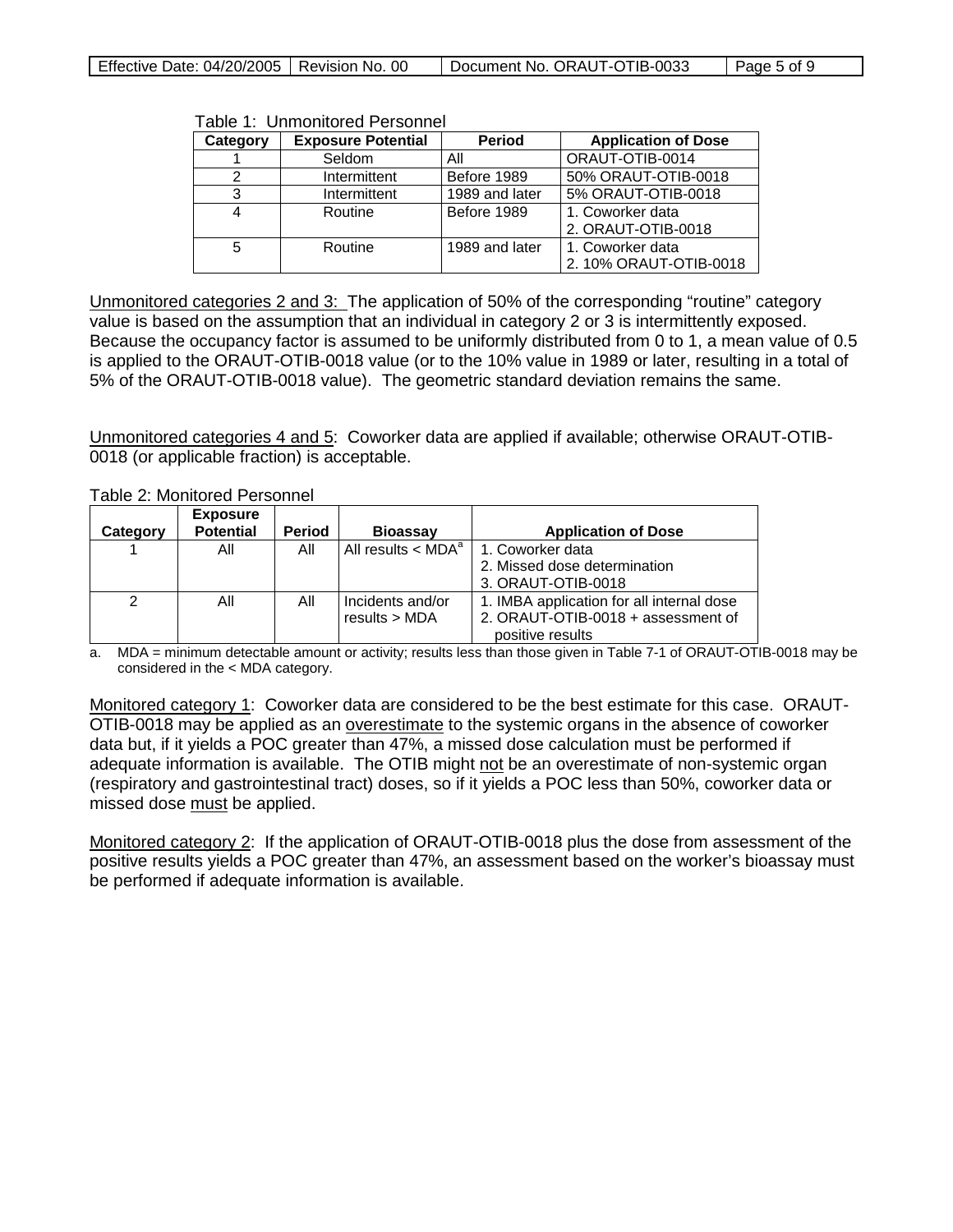Table 1: Unmonitored Personnel

| Category | Exposure Potential | Period | Application of Dose |
|---|---|---|---|
| 1 | Seldom | All | ORAUT-OTIB-0014 |
| 2 | Intermittent | Before 1989 | 50% ORAUT-OTIB-0018 |
| 3 | Intermittent | 1989 and later | 5% ORAUT-OTIB-0018 |
| 4 | Routine | Before 1989 | 1. Coworker data<br>2. ORAUT-OTIB-0018 |
| 5 | Routine | 1989 and later | 1. Coworker data<br>2. 10% ORAUT-OTIB-0018 |

Unmonitored categories 2 and 3: The application of 50% of the corresponding "routine" category value is based on the assumption that an individual in category 2 or 3 is intermittently exposed. Because the occupancy factor is assumed to be uniformly distributed from 0 to 1, a mean value of 0.5 is applied to the ORAUT-OTIB-0018 value (or to the 10% value in 1989 or later, resulting in a total of 5% of the ORAUT-OTIB-0018 value). The geometric standard deviation remains the same.

Unmonitored categories 4 and 5: Coworker data are applied if available; otherwise ORAUT-OTIB-0018 (or applicable fraction) is acceptable.

Table 2: Monitored Personnel

| Category | Exposure Potential | Period | Bioassay | Application of Dose |
|---|---|---|---|---|
| 1 | All | All | All results < MDA[a] | 1. Coworker data<br>2. Missed dose determination<br>3. ORAUT-OTIB-0018 |
| 2 | All | All | Incidents and/or results > MDA | 1. IMBA application for all internal dose<br>2. ORAUT-OTIB-0018 + assessment of positive results |

a. MDA = minimum detectable amount or activity; results less than those given in Table 7-1 of ORAUT-OTIB-0018 may be considered in the < MDA category.

Monitored category 1: Coworker data are considered to be the best estimate for this case. ORAUT-OTIB-0018 may be applied as an overestimate to the systemic organs in the absence of coworker data but, if it yields a POC greater than 47%, a missed dose calculation must be performed if adequate information is available. The OTIB might not be an overestimate of non-systemic organ (respiratory and gastrointestinal tract) doses, so if it yields a POC less than 50%, coworker data or missed dose must be applied.

Monitored category 2: If the application of ORAUT-OTIB-0018 plus the dose from assessment of the positive results yields a POC greater than 47%, an assessment based on the worker's bioassay must be performed if adequate information is available.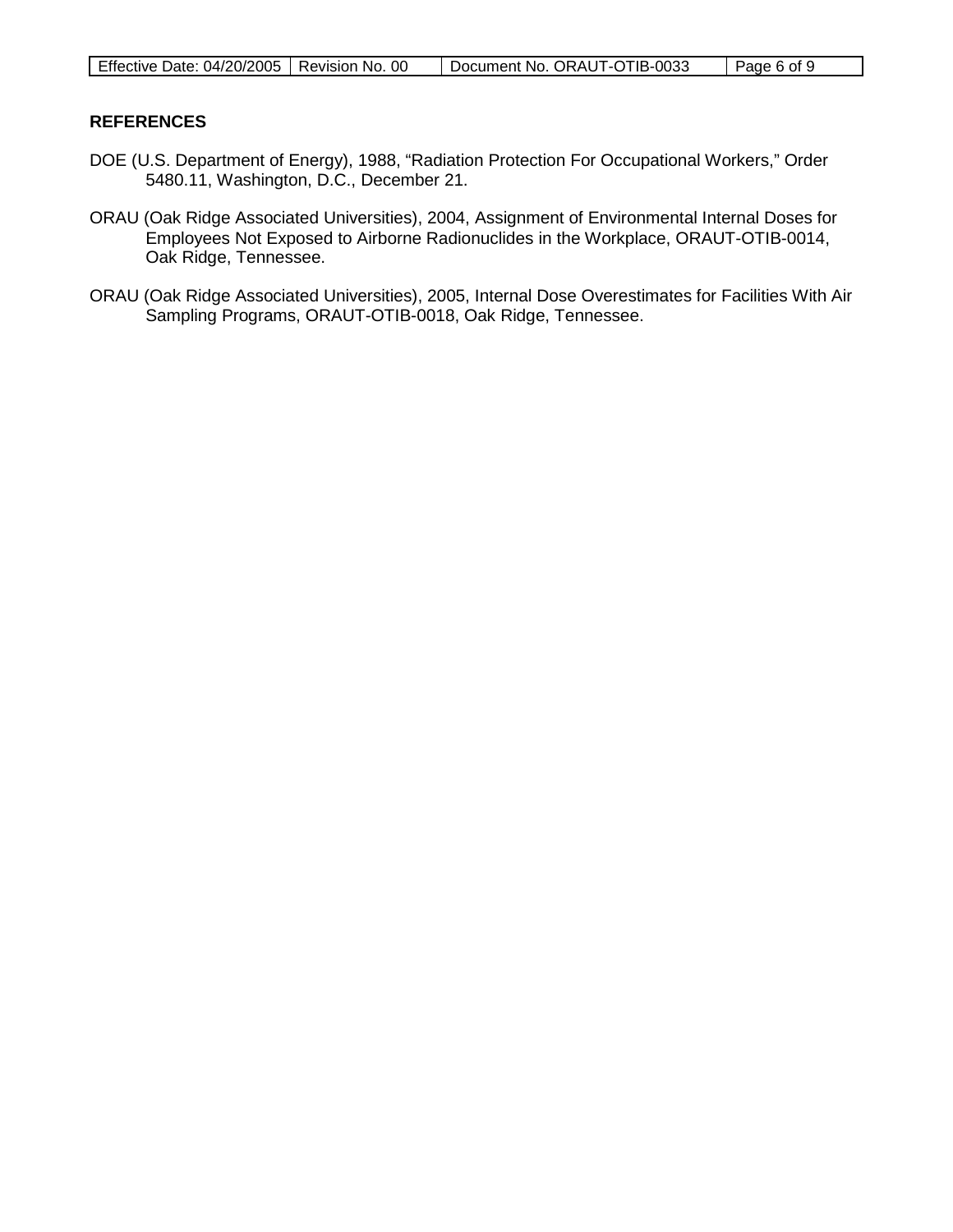## REFERENCES

DOE (U.S. Department of Energy), 1988, “Radiation Protection For Occupational Workers,” Order 5480.11, Washington, D.C., December 21.

ORAU (Oak Ridge Associated Universities), 2004, Assignment of Environmental Internal Doses for Employees Not Exposed to Airborne Radionuclides in the Workplace, ORAUT-OTIB-0014, Oak Ridge, Tennessee.

ORAU (Oak Ridge Associated Universities), 2005, Internal Dose Overestimates for Facilities With Air Sampling Programs, ORAUT-OTIB-0018, Oak Ridge, Tennessee.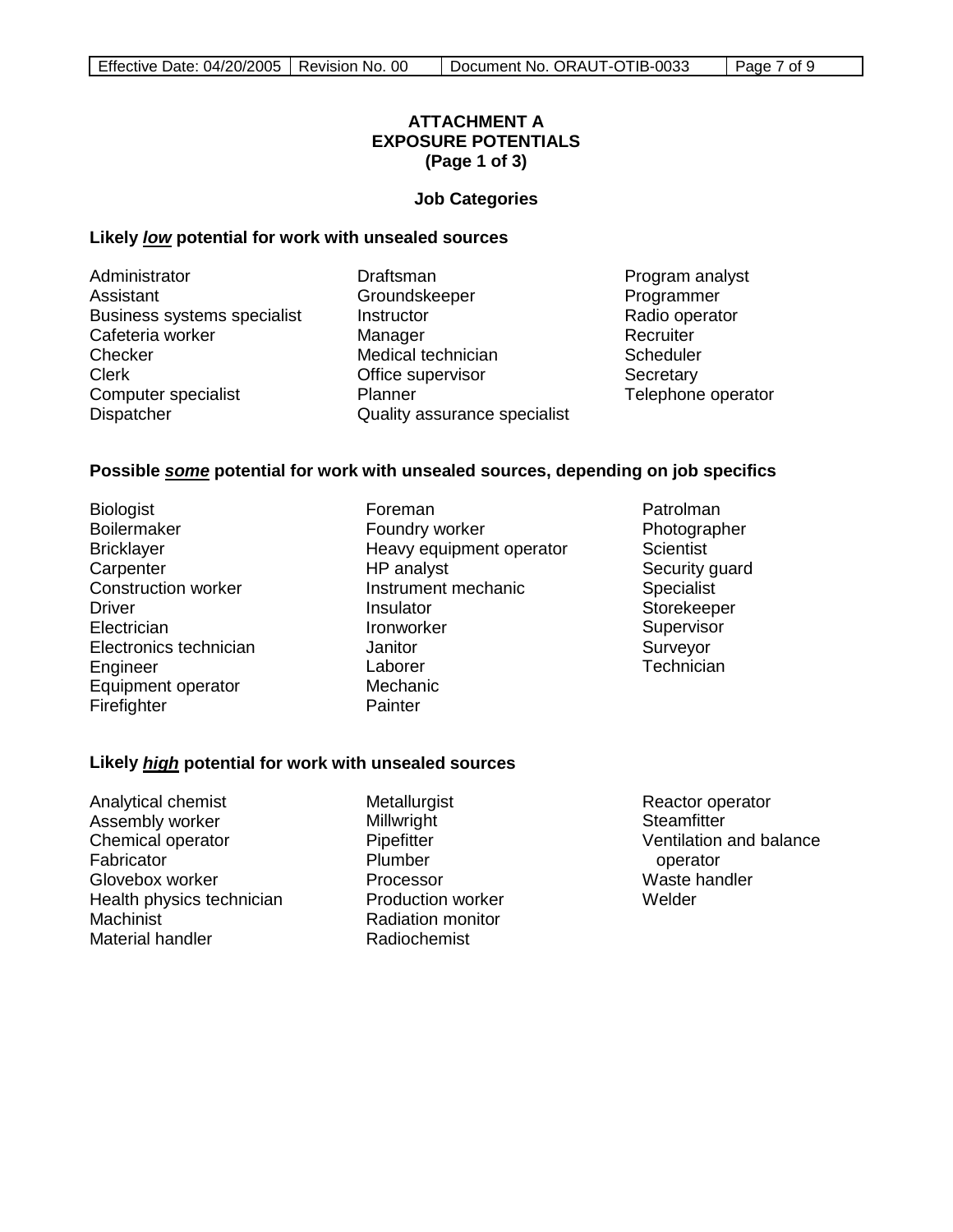**ATTACHMENT A**
**EXPOSURE POTENTIALS**
**(Page 1 of 3)**

**Job Categories**

**Likely _low_ potential for work with unsealed sources**

Administrator
Assistant
Business systems specialist
Cafeteria worker
Checker
Clerk
Computer specialist
Dispatcher
Draftsman
Groundskeeper
Instructor
Manager
Medical technician
Office supervisor
Planner
Quality assurance specialist
Program analyst
Programmer
Radio operator
Recruiter
Scheduler
Secretary
Telephone operator

**Possible _some_ potential for work with unsealed sources, depending on job specifics**

Biologist
Boilermaker
Bricklayer
Carpenter
Construction worker
Driver
Electrician
Electronics technician
Engineer
Equipment operator
Firefighter
Foreman
Foundry worker
Heavy equipment operator
HP analyst
Instrument mechanic
Insulator
Ironworker
Janitor
Laborer
Mechanic
Painter
Patrolman
Photographer
Scientist
Security guard
Specialist
Storekeeper
Supervisor
Surveyor
Technician

**Likely _high_ potential for work with unsealed sources**

Analytical chemist
Assembly worker
Chemical operator
Fabricator
Glovebox worker
Health physics technician
Machinist
Material handler
Metallurgist
Millwright
Pipefitter
Plumber
Processor
Production worker
Radiation monitor
Radiochemist
Reactor operator
Steamfitter
Ventilation and balance operator
Waste handler
Welder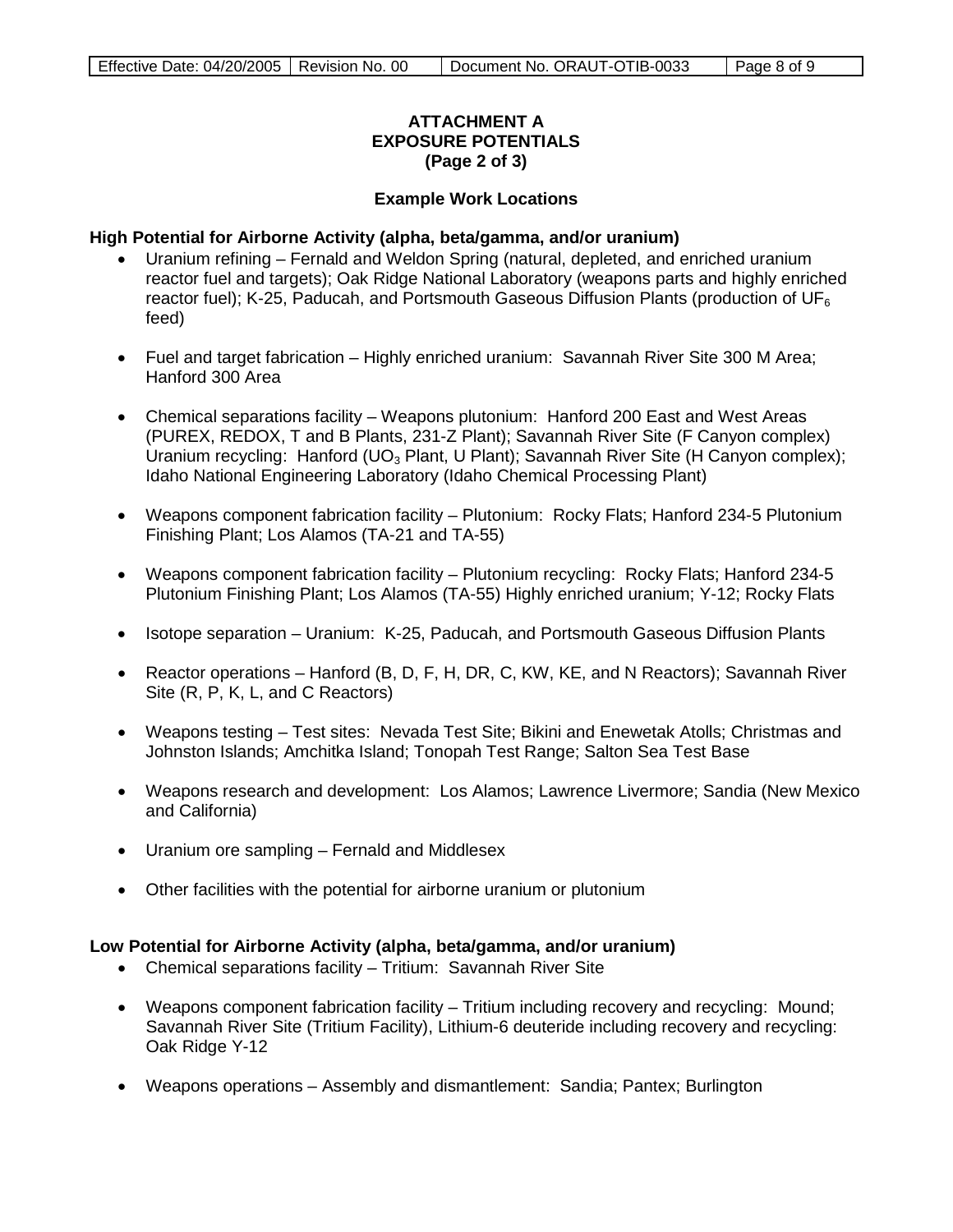**ATTACHMENT A**
**EXPOSURE POTENTIALS**
**(Page 2 of 3)**

**Example Work Locations**

**High Potential for Airborne Activity (alpha, beta/gamma, and/or uranium)**

- Uranium refining – Fernald and Weldon Spring (natural, depleted, and enriched uranium reactor fuel and targets); Oak Ridge National Laboratory (weapons parts and highly enriched reactor fuel); K-25, Paducah, and Portsmouth Gaseous Diffusion Plants (production of $UF_6$ feed)
- Fuel and target fabrication – Highly enriched uranium: Savannah River Site 300 M Area; Hanford 300 Area
- Chemical separations facility – Weapons plutonium: Hanford 200 East and West Areas (PUREX, REDOX, T and B Plants, 231-Z Plant); Savannah River Site (F Canyon complex) Uranium recycling: Hanford ($UO_3$ Plant, U Plant); Savannah River Site (H Canyon complex); Idaho National Engineering Laboratory (Idaho Chemical Processing Plant)
- Weapons component fabrication facility – Plutonium: Rocky Flats; Hanford 234-5 Plutonium Finishing Plant; Los Alamos (TA-21 and TA-55)
- Weapons component fabrication facility – Plutonium recycling: Rocky Flats; Hanford 234-5 Plutonium Finishing Plant; Los Alamos (TA-55) Highly enriched uranium; Y-12; Rocky Flats
- Isotope separation – Uranium: K-25, Paducah, and Portsmouth Gaseous Diffusion Plants
- Reactor operations – Hanford (B, D, F, H, DR, C, KW, KE, and N Reactors); Savannah River Site (R, P, K, L, and C Reactors)
- Weapons testing – Test sites: Nevada Test Site; Bikini and Enewetak Atolls; Christmas and Johnston Islands; Amchitka Island; Tonopah Test Range; Salton Sea Test Base
- Weapons research and development: Los Alamos; Lawrence Livermore; Sandia (New Mexico and California)
- Uranium ore sampling – Fernald and Middlesex
- Other facilities with the potential for airborne uranium or plutonium

**Low Potential for Airborne Activity (alpha, beta/gamma, and/or uranium)**

- Chemical separations facility – Tritium: Savannah River Site
- Weapons component fabrication facility – Tritium including recovery and recycling: Mound; Savannah River Site (Tritium Facility), Lithium-6 deuteride including recovery and recycling: Oak Ridge Y-12
- Weapons operations – Assembly and dismantlement: Sandia; Pantex; Burlington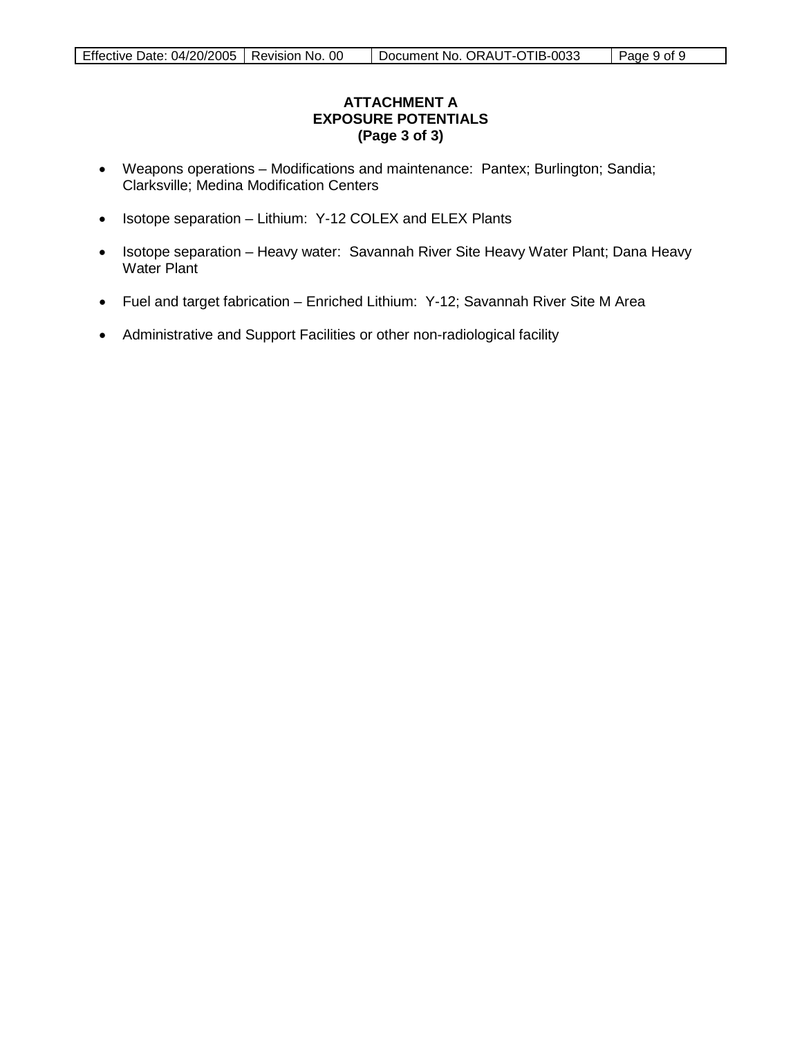**ATTACHMENT A**
**EXPOSURE POTENTIALS**
**(Page 3 of 3)**

- Weapons operations – Modifications and maintenance: Pantex; Burlington; Sandia; Clarksville; Medina Modification Centers
- Isotope separation – Lithium: Y-12 COLEX and ELEX Plants
- Isotope separation – Heavy water: Savannah River Site Heavy Water Plant; Dana Heavy Water Plant
- Fuel and target fabrication – Enriched Lithium: Y-12; Savannah River Site M Area
- Administrative and Support Facilities or other non-radiological facility